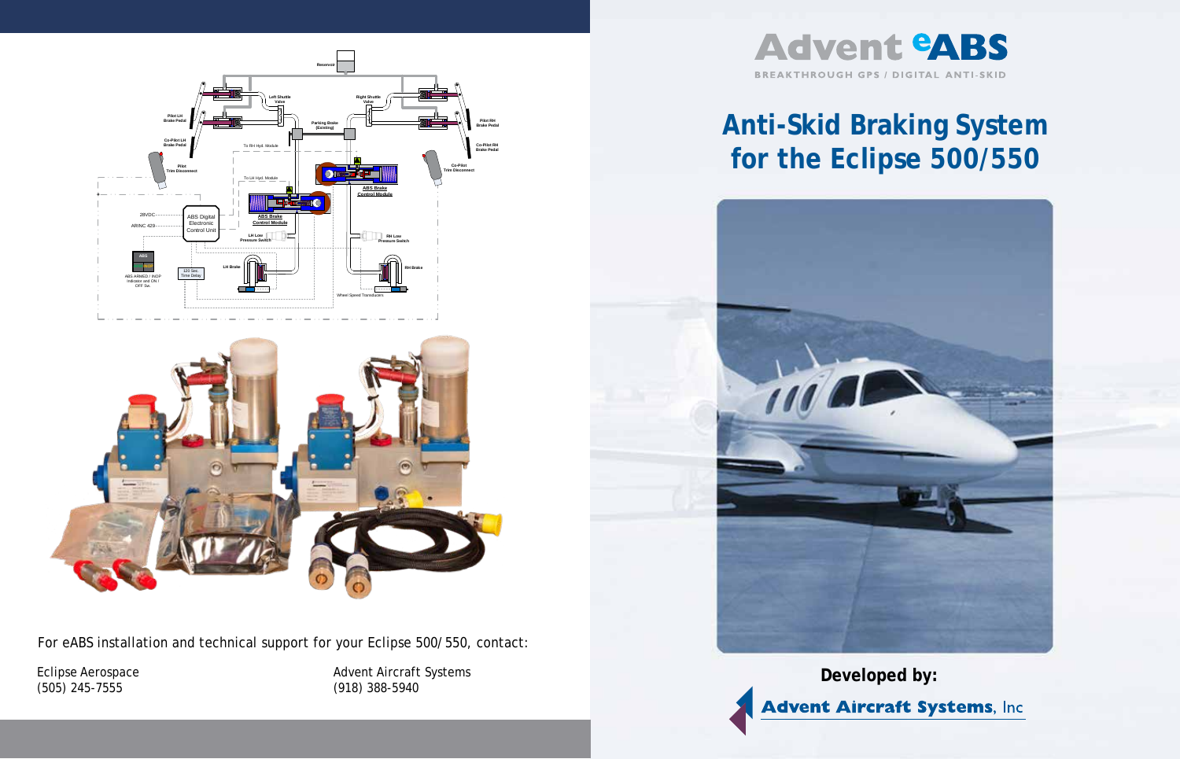# Advent eABS

BREAKTHROUGH GPS / DIGITAL ANTI-SKID

# Anti-Skid Braking System for the Eclipse 500/550

**Developed by:**

**Advent Aircraft Systems, Inc**

For eABS installation and technical support for your Eclipse 500/550, contact:

Eclipse Aerospace
(505) 245-7555

Advent Aircraft Systems
(918) 388-5940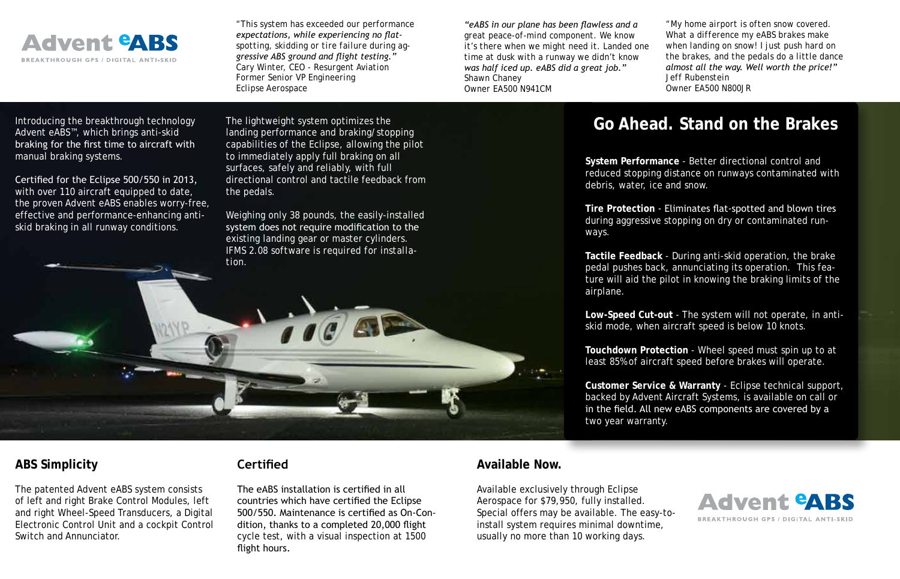Advent eABS

BREAKTHROUGH GPS / DIGITAL ANTI-SKID

"This system has exceeded our performance *expectations, while experiencing no flat-*spotting, skidding or tire failure during ag-*gressive ABS ground and flight testing."*
Cary Winter, CEO - Resurgent Aviation
Former Senior VP Engineering
Eclipse Aerospace

*"eABS in our plane has been flawless and a* great peace-of-mind component. We know it's there when we might need it. Landed one time at dusk with a runway we didn't know *was half iced up. eABS did a great job."*
Shawn Chaney
Owner EA500 N941CM

"My home airport is often snow covered. What a difference my eABS brakes make when landing on snow! I just push hard on the brakes, and the pedals do a little dance *almost all the way. Well worth the price!"*
Jeff Rubenstein
Owner EA500 N800JR

Introducing the breakthrough technology Advent eABS™, which brings anti-skid braking for the first time to aircraft with manual braking systems.

Certified for the Eclipse 500/550 in 2013, with over 110 aircraft equipped to date, the proven Advent eABS enables worry-free, effective and performance-enhancing anti-skid braking in all runway conditions.

The lightweight system optimizes the landing performance and braking/stopping capabilities of the Eclipse, allowing the pilot to immediately apply full braking on all surfaces, safely and reliably, with full directional control and tactile feedback from the pedals.

Weighing only 38 pounds, the easily-installed system does not require modification to the existing landing gear or master cylinders. IFMS 2.08 software is required for installation.

## Go Ahead. Stand on the Brakes

**System Performance** - Better directional control and reduced stopping distance on runways contaminated with debris, water, ice and snow.

**Tire Protection** - Eliminates flat-spotted and blown tires during aggressive stopping on dry or contaminated runways.

**Tactile Feedback** - During anti-skid operation, the brake pedal pushes back, annunciating its operation. This feature will aid the pilot in knowing the braking limits of the airplane.

**Low-Speed Cut-out** - The system will not operate, in anti-skid mode, when aircraft speed is below 10 knots.

**Touchdown Protection** - Wheel speed must spin up to at least 85% of aircraft speed before brakes will operate.

**Customer Service & Warranty** - Eclipse technical support, backed by Advent Aircraft Systems, is available on call or in the field. All new eABS components are covered by a two year warranty.

## ABS Simplicity

The patented Advent eABS system consists of left and right Brake Control Modules, left and right Wheel-Speed Transducers, a Digital Electronic Control Unit and a cockpit Control Switch and Annunciator.

## Certified

The eABS installation is certified in all countries which have certified the Eclipse 500/550. Maintenance is certified as On-Condition, thanks to a completed 20,000 flight cycle test, with a visual inspection at 1500 flight hours.

## Available Now.

Available exclusively through Eclipse Aerospace for $79,950, fully installed. Special offers may be available. The easy-to-install system requires minimal downtime, usually no more than 10 working days.

Advent eABS

BREAKTHROUGH GPS / DIGITAL ANTI-SKID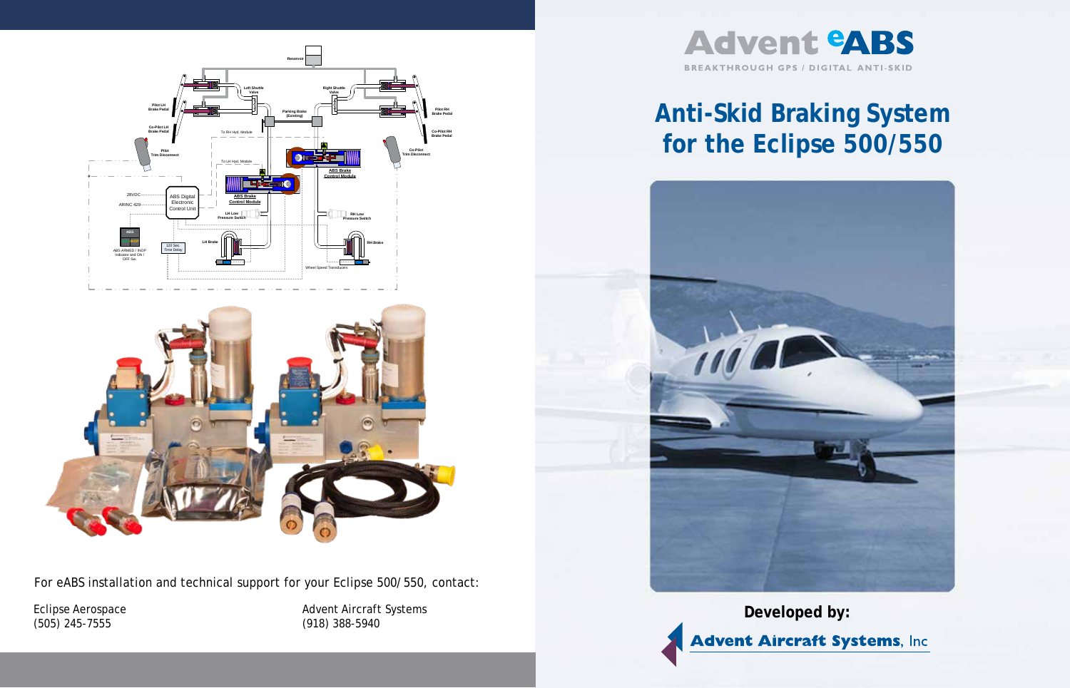For eABS installation and technical support for your Eclipse 500/550, contact:

Eclipse Aerospace
(505) 245-7555

Advent Aircraft Systems
(918) 388-5940

# Advent eABS

BREAKTHROUGH GPS / DIGITAL ANTI-SKID

# Anti-Skid Braking System for the Eclipse 500/550

**Developed by:**

**Advent Aircraft Systems**, Inc